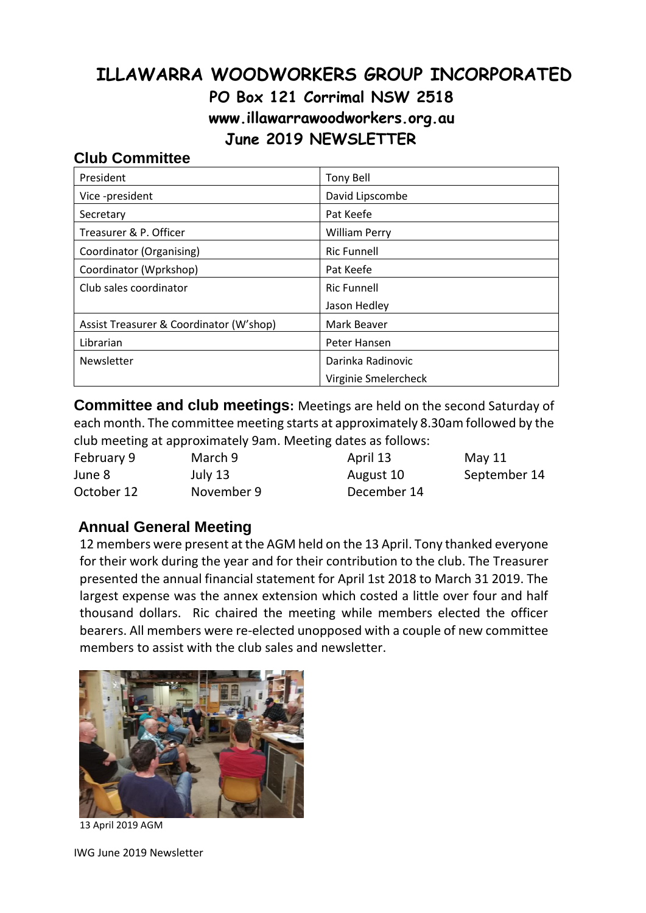# ILLAWARRA WOODWORKERS GROUP INCORPORATED

## PO Box 121 Corrimal NSW 2518

## www.illawarrawoodworkers.org.au

## June 2019 NEWSLETTER

### Club Committee

| | |
|---|---|
| President | Tony Bell |
| Vice -president | David Lipscombe |
| Secretary | Pat Keefe |
| Treasurer & P. Officer | William Perry |
| Coordinator (Organising) | Ric Funnell |
| Coordinator (Wprkshop) | Pat Keefe |
| Club sales coordinator | Ric Funnell<br>Jason Hedley |
| Assist Treasurer & Coordinator (W'shop) | Mark Beaver |
| Librarian | Peter Hansen |
| Newsletter | Darinka Radinovic<br>Virginie Smelercheck |

**Committee and club meetings:** Meetings are held on the second Saturday of each month. The committee meeting starts at approximately 8.30am followed by the club meeting at approximately 9am. Meeting dates as follows:

| | | | |
|---|---|---|---|
| February 9 | March 9 | April 13 | May 11 |
| June 8 | July 13 | August 10 | September 14 |
| October 12 | November 9 | December 14 | |

### Annual General Meeting

12 members were present at the AGM held on the 13 April. Tony thanked everyone for their work during the year and for their contribution to the club. The Treasurer presented the annual financial statement for April 1st 2018 to March 31 2019. The largest expense was the annex extension which costed a little over four and half thousand dollars. Ric chaired the meeting while members elected the officer bearers. All members were re-elected unopposed with a couple of new committee members to assist with the club sales and newsletter.

13 April 2019 AGM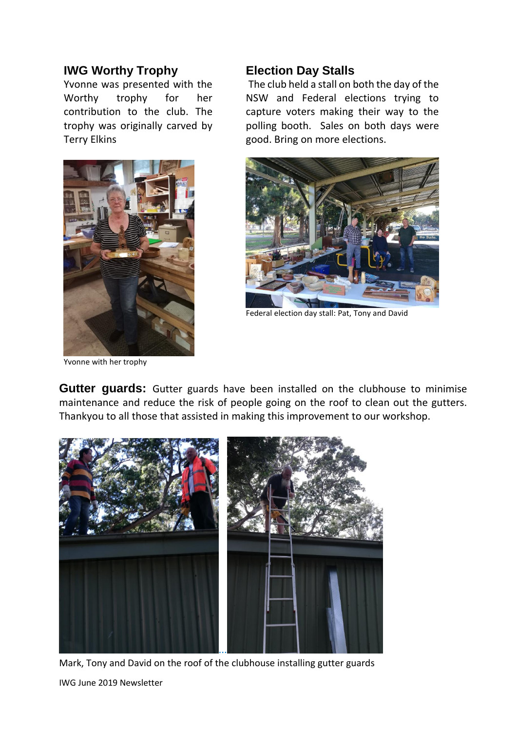## IWG Worthy Trophy

Yvonne was presented with the Worthy trophy for her contribution to the club. The trophy was originally carved by Terry Elkins

Yvonne with her trophy

## Election Day Stalls

The club held a stall on both the day of the NSW and Federal elections trying to capture voters making their way to the polling booth. Sales on both days were good. Bring on more elections.

Federal election day stall: Pat, Tony and David

**Gutter guards:** Gutter guards have been installed on the clubhouse to minimise maintenance and reduce the risk of people going on the roof to clean out the gutters. Thankyou to all those that assisted in making this improvement to our workshop.

Mark, Tony and David on the roof of the clubhouse installing gutter guards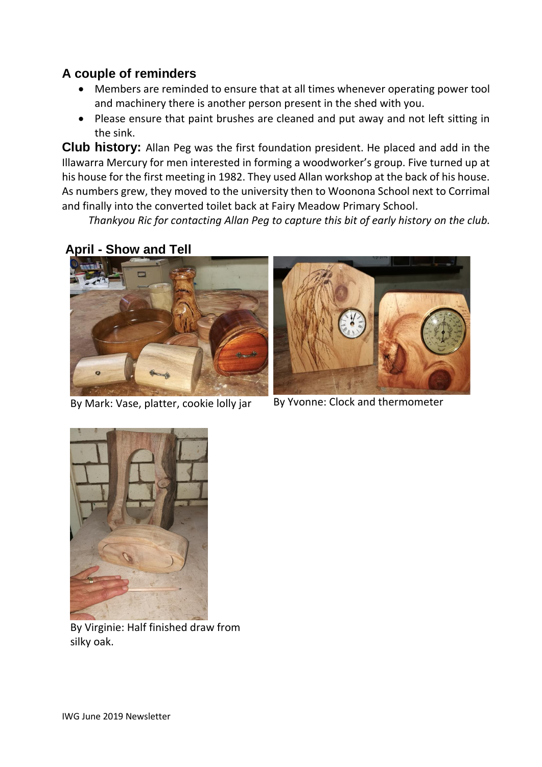## A couple of reminders

- Members are reminded to ensure that at all times whenever operating power tool and machinery there is another person present in the shed with you.
- Please ensure that paint brushes are cleaned and put away and not left sitting in the sink.

**Club history:** Allan Peg was the first foundation president. He placed and add in the Illawarra Mercury for men interested in forming a woodworker's group. Five turned up at his house for the first meeting in 1982. They used Allan workshop at the back of his house. As numbers grew, they moved to the university then to Woonona School next to Corrimal and finally into the converted toilet back at Fairy Meadow Primary School.

*Thankyou Ric for contacting Allan Peg to capture this bit of early history on the club.*

## April - Show and Tell

By Mark: Vase, platter, cookie lolly jar

By Yvonne: Clock and thermometer

By Virginie: Half finished draw from silky oak.